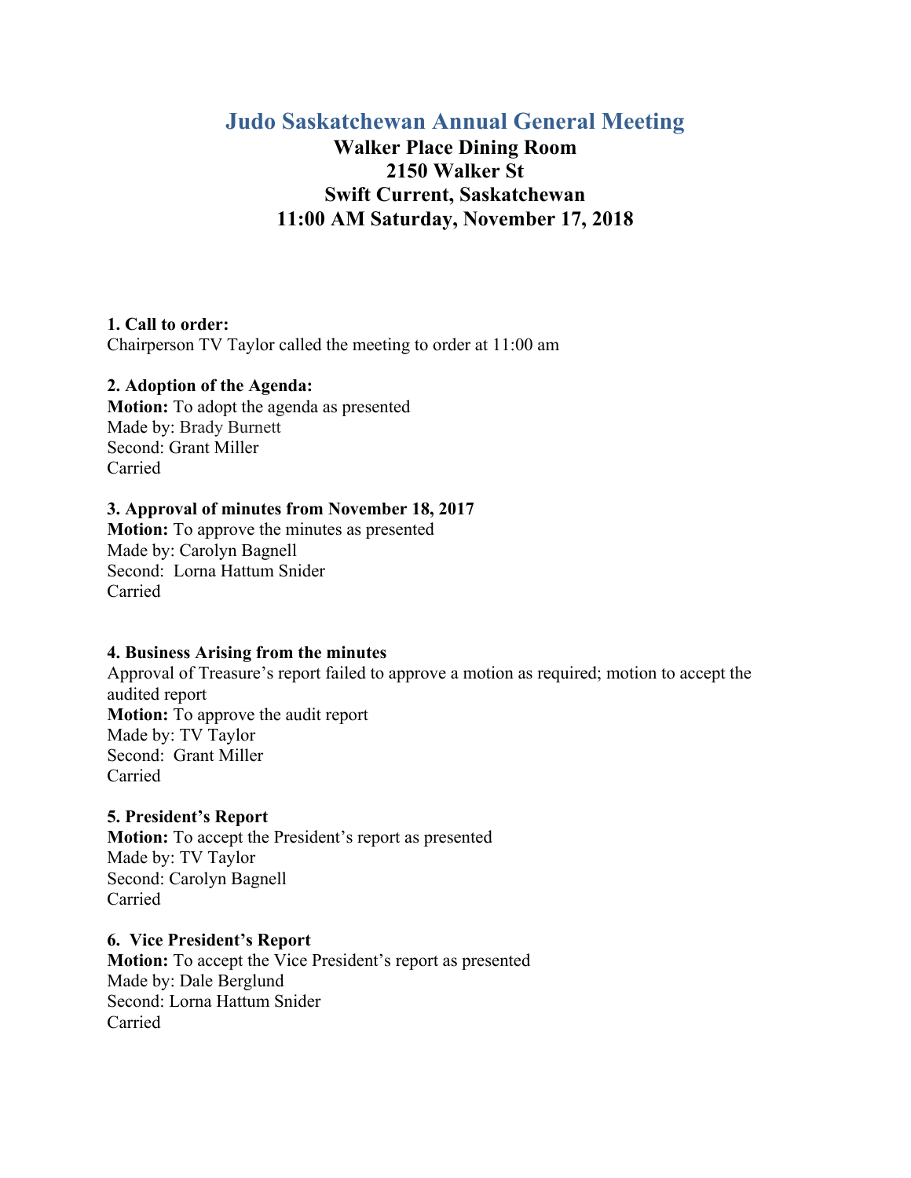# Judo Saskatchewan Annual General Meeting

## Walker Place Dining Room
## 2150 Walker St
## Swift Current, Saskatchewan
## 11:00 AM Saturday, November 17, 2018

**1. Call to order:**
Chairperson TV Taylor called the meeting to order at 11:00 am

**2. Adoption of the Agenda:**
**Motion:** To adopt the agenda as presented
Made by: Brady Burnett
Second: Grant Miller
Carried

**3. Approval of minutes from November 18, 2017**
**Motion:** To approve the minutes as presented
Made by: Carolyn Bagnell
Second: Lorna Hattum Snider
Carried

**4. Business Arising from the minutes**
Approval of Treasure's report failed to approve a motion as required; motion to accept the audited report
**Motion:** To approve the audit report
Made by: TV Taylor
Second: Grant Miller
Carried

**5. President's Report**
**Motion:** To accept the President's report as presented
Made by: TV Taylor
Second: Carolyn Bagnell
Carried

**6. Vice President's Report**
**Motion:** To accept the Vice President's report as presented
Made by: Dale Berglund
Second: Lorna Hattum Snider
Carried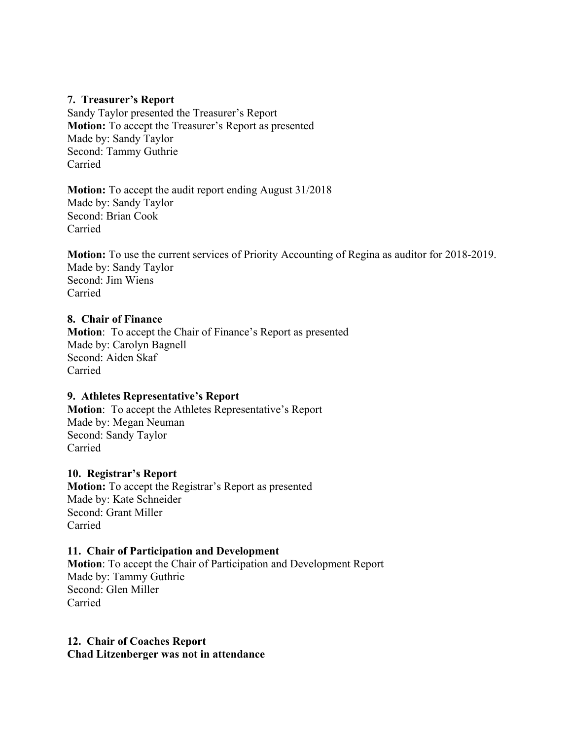### 7. Treasurer's Report

Sandy Taylor presented the Treasurer's Report
**Motion:** To accept the Treasurer's Report as presented
Made by: Sandy Taylor
Second: Tammy Guthrie
Carried

**Motion:** To accept the audit report ending August 31/2018
Made by: Sandy Taylor
Second: Brian Cook
Carried

**Motion:** To use the current services of Priority Accounting of Regina as auditor for 2018-2019.
Made by: Sandy Taylor
Second: Jim Wiens
Carried

### 8. Chair of Finance

**Motion**: To accept the Chair of Finance's Report as presented
Made by: Carolyn Bagnell
Second: Aiden Skaf
Carried

### 9. Athletes Representative's Report

**Motion**: To accept the Athletes Representative's Report
Made by: Megan Neuman
Second: Sandy Taylor
Carried

### 10. Registrar's Report

**Motion:** To accept the Registrar's Report as presented
Made by: Kate Schneider
Second: Grant Miller
Carried

### 11. Chair of Participation and Development

**Motion**: To accept the Chair of Participation and Development Report
Made by: Tammy Guthrie
Second: Glen Miller
Carried

### 12. Chair of Coaches Report

**Chad Litzenberger was not in attendance**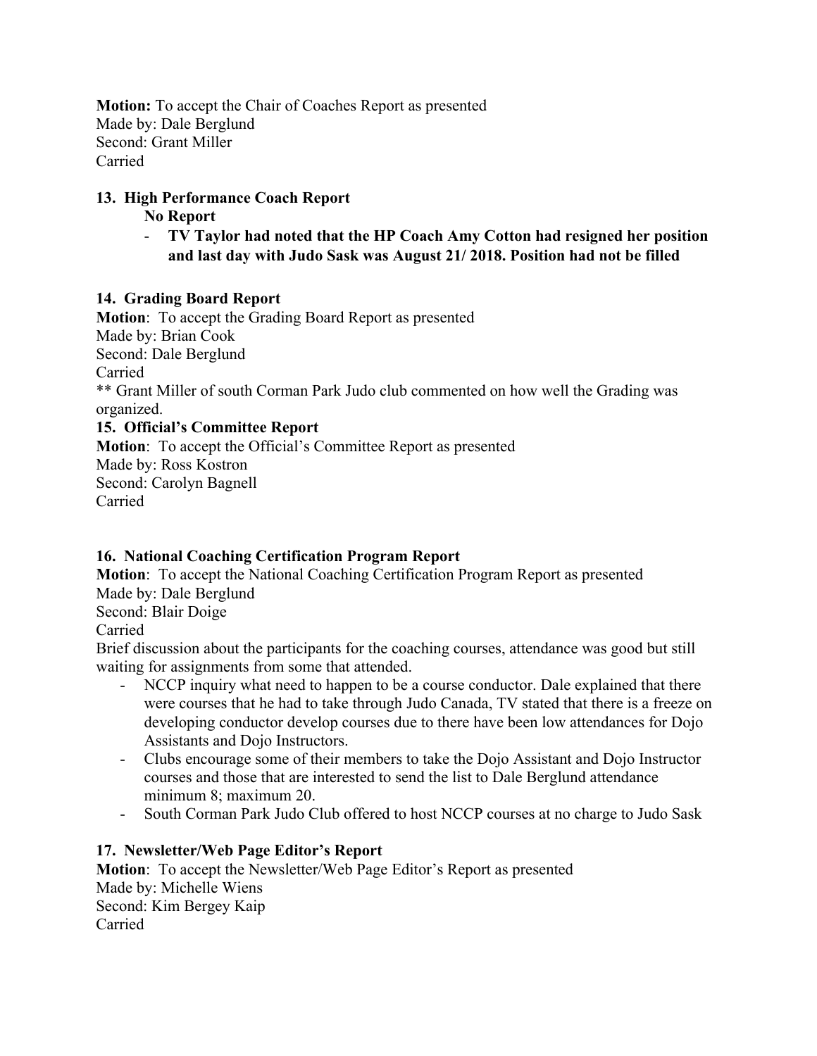**Motion:** To accept the Chair of Coaches Report as presented
Made by: Dale Berglund
Second: Grant Miller
Carried

**13. High Performance Coach Report**

**No Report**

- **TV Taylor had noted that the HP Coach Amy Cotton had resigned her position and last day with Judo Sask was August 21/ 2018. Position had not be filled**

**14. Grading Board Report**

**Motion**: To accept the Grading Board Report as presented
Made by: Brian Cook
Second: Dale Berglund
Carried
** Grant Miller of south Corman Park Judo club commented on how well the Grading was organized.

**15. Official's Committee Report**

**Motion**: To accept the Official's Committee Report as presented
Made by: Ross Kostron
Second: Carolyn Bagnell
Carried

**16. National Coaching Certification Program Report**

**Motion**: To accept the National Coaching Certification Program Report as presented
Made by: Dale Berglund
Second: Blair Doige
Carried
Brief discussion about the participants for the coaching courses, attendance was good but still waiting for assignments from some that attended.

- NCCP inquiry what need to happen to be a course conductor. Dale explained that there were courses that he had to take through Judo Canada, TV stated that there is a freeze on developing conductor develop courses due to there have been low attendances for Dojo Assistants and Dojo Instructors.
- Clubs encourage some of their members to take the Dojo Assistant and Dojo Instructor courses and those that are interested to send the list to Dale Berglund attendance minimum 8; maximum 20.
- South Corman Park Judo Club offered to host NCCP courses at no charge to Judo Sask

**17. Newsletter/Web Page Editor's Report**

**Motion**: To accept the Newsletter/Web Page Editor's Report as presented
Made by: Michelle Wiens
Second: Kim Bergey Kaip
Carried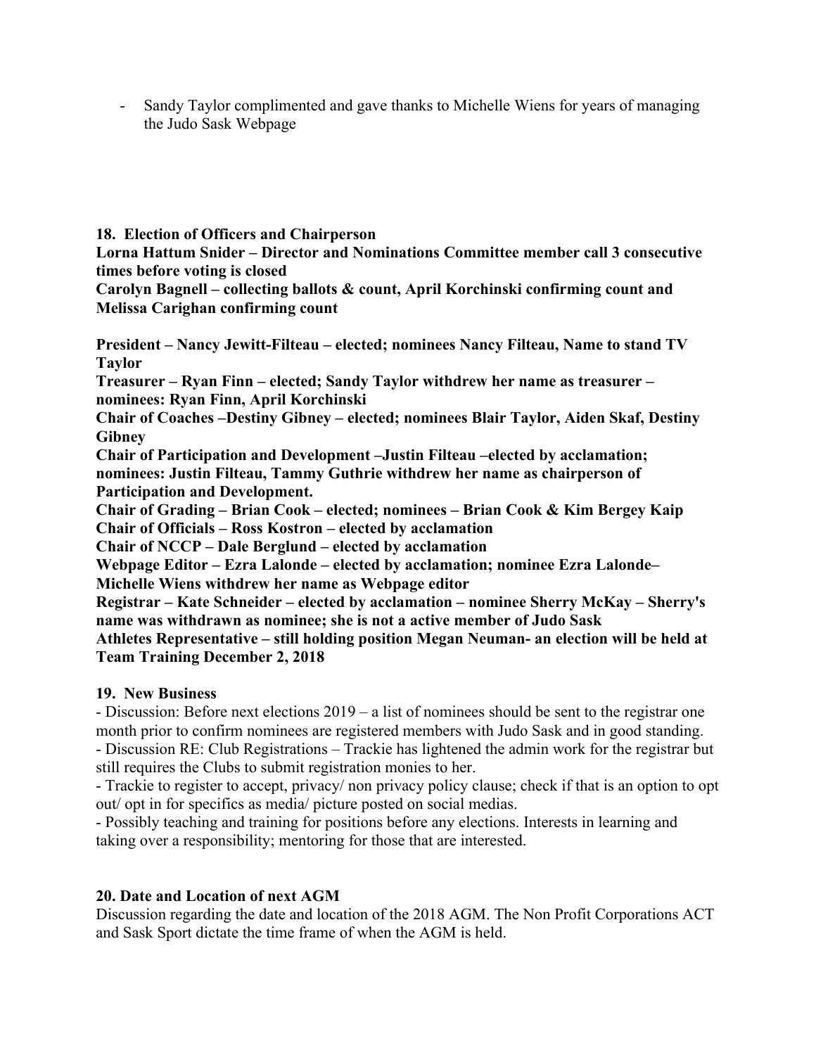- Sandy Taylor complimented and gave thanks to Michelle Wiens for years of managing the Judo Sask Webpage

**18. Election of Officers and Chairperson**

**Lorna Hattum Snider – Director and Nominations Committee member call 3 consecutive times before voting is closed**

**Carolyn Bagnell – collecting ballots & count, April Korchinski confirming count and Melissa Carighan confirming count**

**President – Nancy Jewitt-Filteau – elected; nominees Nancy Filteau, Name to stand TV Taylor**

**Treasurer – Ryan Finn – elected; Sandy Taylor withdrew her name as treasurer – nominees: Ryan Finn, April Korchinski**

**Chair of Coaches –Destiny Gibney – elected; nominees Blair Taylor, Aiden Skaf, Destiny Gibney**

**Chair of Participation and Development –Justin Filteau –elected by acclamation; nominees: Justin Filteau, Tammy Guthrie withdrew her name as chairperson of Participation and Development.**

**Chair of Grading – Brian Cook – elected; nominees – Brian Cook & Kim Bergey Kaip**

**Chair of Officials – Ross Kostron – elected by acclamation**

**Chair of NCCP – Dale Berglund – elected by acclamation**

**Webpage Editor – Ezra Lalonde – elected by acclamation; nominee Ezra Lalonde– Michelle Wiens withdrew her name as Webpage editor**

**Registrar – Kate Schneider – elected by acclamation – nominee Sherry McKay – Sherry's name was withdrawn as nominee; she is not a active member of Judo Sask**

**Athletes Representative – still holding position Megan Neuman- an election will be held at Team Training December 2, 2018**

**19. New Business**

- Discussion: Before next elections 2019 – a list of nominees should be sent to the registrar one month prior to confirm nominees are registered members with Judo Sask and in good standing.
- Discussion RE: Club Registrations – Trackie has lightened the admin work for the registrar but still requires the Clubs to submit registration monies to her.
- Trackie to register to accept, privacy/ non privacy policy clause; check if that is an option to opt out/ opt in for specifics as media/ picture posted on social medias.
- Possibly teaching and training for positions before any elections. Interests in learning and taking over a responsibility; mentoring for those that are interested.

**20. Date and Location of next AGM**

Discussion regarding the date and location of the 2018 AGM. The Non Profit Corporations ACT and Sask Sport dictate the time frame of when the AGM is held.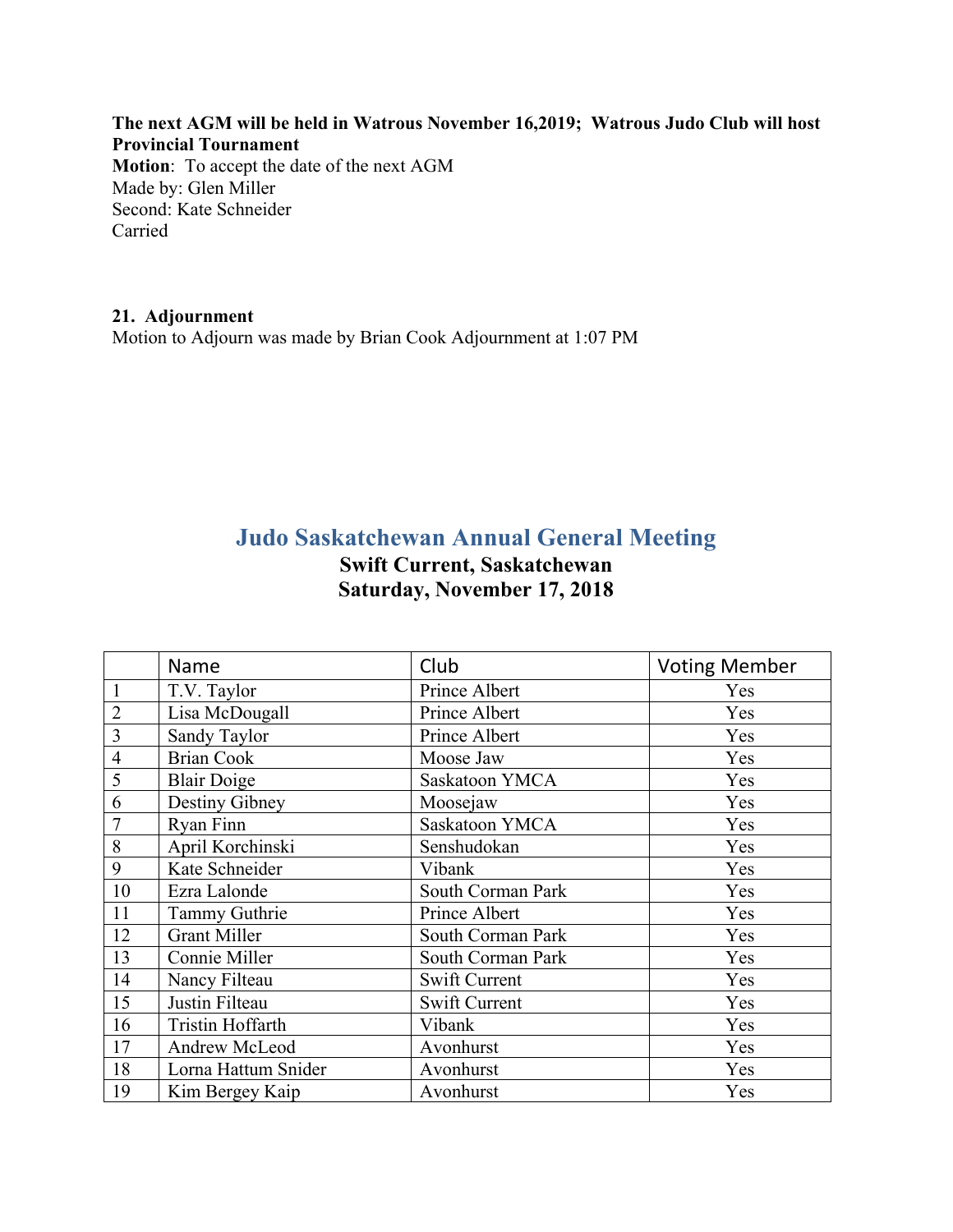**The next AGM will be held in Watrous November 16,2019; Watrous Judo Club will host Provincial Tournament**

**Motion**: To accept the date of the next AGM
Made by: Glen Miller
Second: Kate Schneider
Carried

**21. Adjournment**

Motion to Adjourn was made by Brian Cook Adjournment at 1:07 PM

## Judo Saskatchewan Annual General Meeting

**Swift Current, Saskatchewan**
**Saturday, November 17, 2018**

| | Name | Club | Voting Member |
|---|---|---|---|
| 1 | T.V. Taylor | Prince Albert | Yes |
| 2 | Lisa McDougall | Prince Albert | Yes |
| 3 | Sandy Taylor | Prince Albert | Yes |
| 4 | Brian Cook | Moose Jaw | Yes |
| 5 | Blair Doige | Saskatoon YMCA | Yes |
| 6 | Destiny Gibney | Moosejaw | Yes |
| 7 | Ryan Finn | Saskatoon YMCA | Yes |
| 8 | April Korchinski | Senshudokan | Yes |
| 9 | Kate Schneider | Vibank | Yes |
| 10 | Ezra Lalonde | South Corman Park | Yes |
| 11 | Tammy Guthrie | Prince Albert | Yes |
| 12 | Grant Miller | South Corman Park | Yes |
| 13 | Connie Miller | South Corman Park | Yes |
| 14 | Nancy Filteau | Swift Current | Yes |
| 15 | Justin Filteau | Swift Current | Yes |
| 16 | Tristin Hoffarth | Vibank | Yes |
| 17 | Andrew McLeod | Avonhurst | Yes |
| 18 | Lorna Hattum Snider | Avonhurst | Yes |
| 19 | Kim Bergey Kaip | Avonhurst | Yes |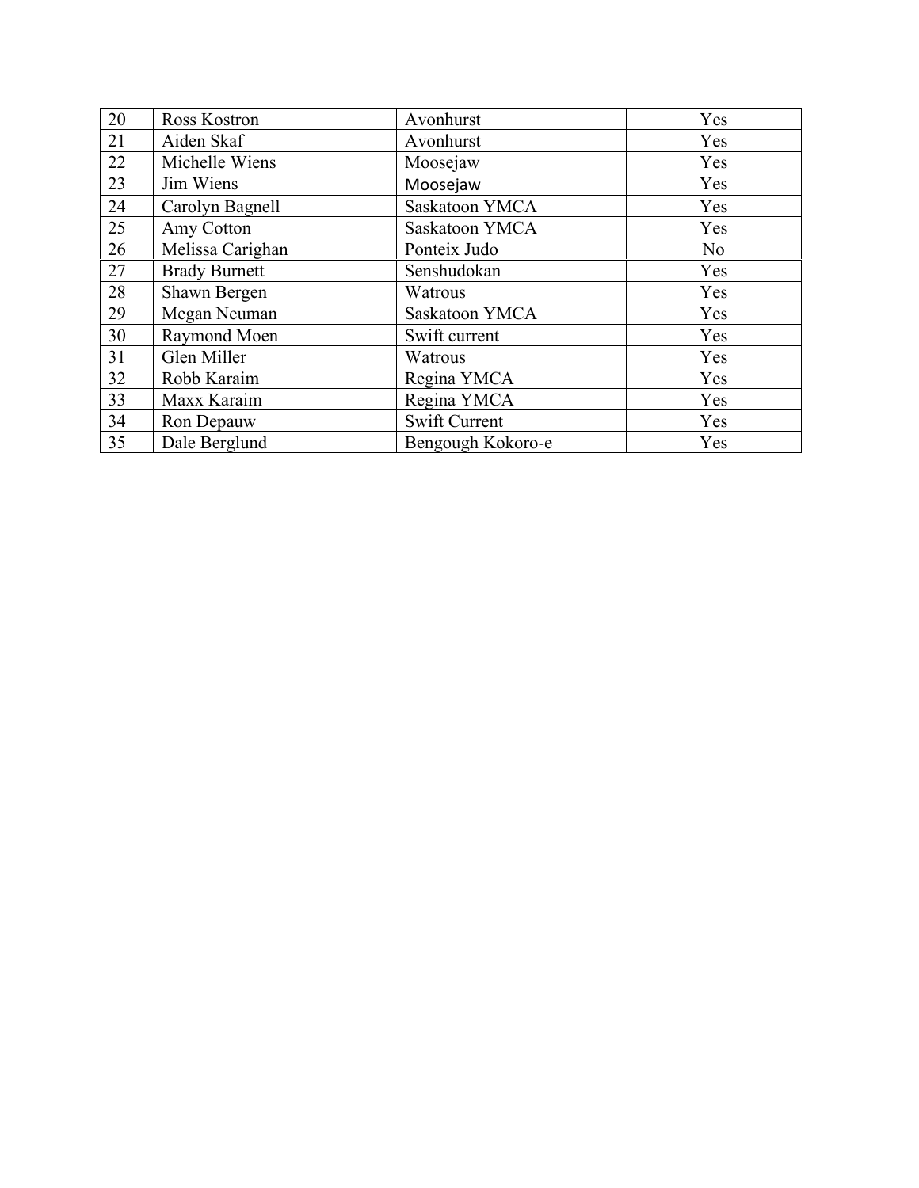| | | | |
|---|---|---|---|
| 20 | Ross Kostron | Avonhurst | Yes |
| 21 | Aiden Skaf | Avonhurst | Yes |
| 22 | Michelle Wiens | Moosejaw | Yes |
| 23 | Jim Wiens | Moosejaw | Yes |
| 24 | Carolyn Bagnell | Saskatoon YMCA | Yes |
| 25 | Amy Cotton | Saskatoon YMCA | Yes |
| 26 | Melissa Carighan | Ponteix Judo | No |
| 27 | Brady Burnett | Senshudokan | Yes |
| 28 | Shawn Bergen | Watrous | Yes |
| 29 | Megan Neuman | Saskatoon YMCA | Yes |
| 30 | Raymond Moen | Swift current | Yes |
| 31 | Glen Miller | Watrous | Yes |
| 32 | Robb Karaim | Regina YMCA | Yes |
| 33 | Maxx Karaim | Regina YMCA | Yes |
| 34 | Ron Depauw | Swift Current | Yes |
| 35 | Dale Berglund | Bengough Kokoro-e | Yes |